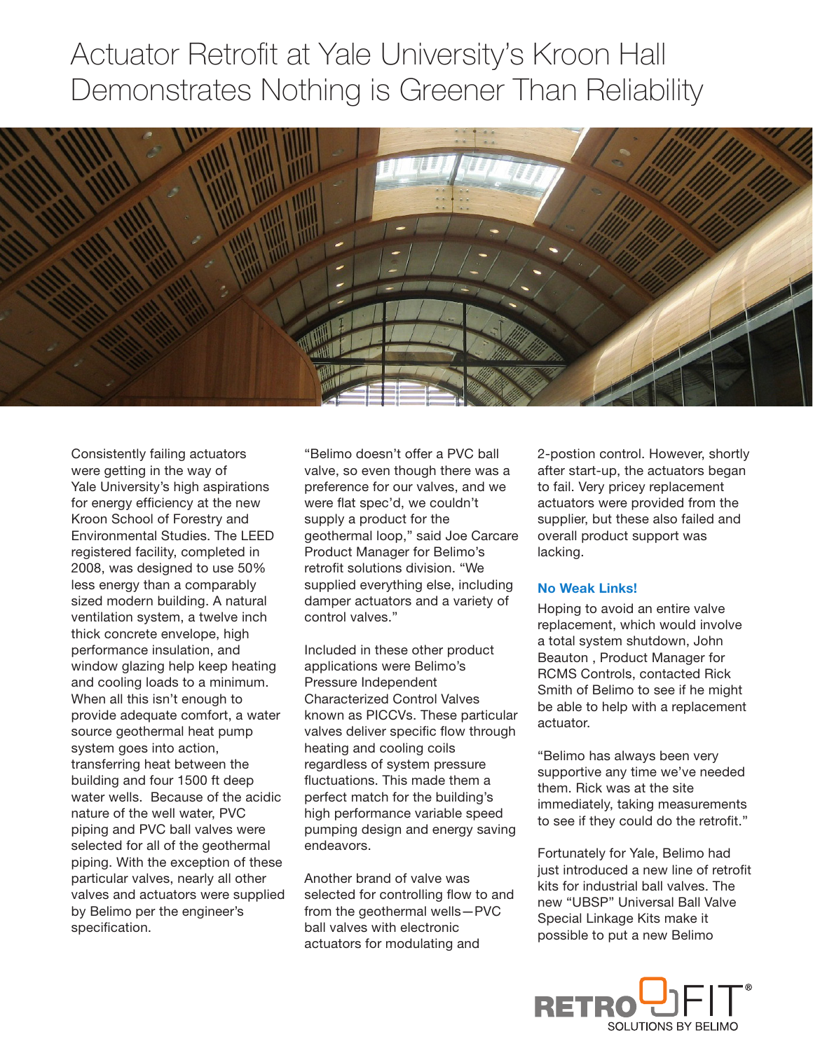# Actuator Retrofit at Yale University's Kroon Hall Demonstrates Nothing is Greener Than Reliability

Consistently failing actuators were getting in the way of Yale University's high aspirations for energy efficiency at the new Kroon School of Forestry and Environmental Studies. The LEED registered facility, completed in 2008, was designed to use 50% less energy than a comparably sized modern building. A natural ventilation system, a twelve inch thick concrete envelope, high performance insulation, and window glazing help keep heating and cooling loads to a minimum. When all this isn't enough to provide adequate comfort, a water source geothermal heat pump system goes into action, transferring heat between the building and four 1500 ft deep water wells. Because of the acidic nature of the well water, PVC piping and PVC ball valves were selected for all of the geothermal piping. With the exception of these particular valves, nearly all other valves and actuators were supplied by Belimo per the engineer's specification.

"Belimo doesn't offer a PVC ball valve, so even though there was a preference for our valves, and we were flat spec'd, we couldn't supply a product for the geothermal loop," said Joe Carcare Product Manager for Belimo's retrofit solutions division. "We supplied everything else, including damper actuators and a variety of control valves."

Included in these other product applications were Belimo's Pressure Independent Characterized Control Valves known as PICCVs. These particular valves deliver specific flow through heating and cooling coils regardless of system pressure fluctuations. This made them a perfect match for the building's high performance variable speed pumping design and energy saving endeavors.

Another brand of valve was selected for controlling flow to and from the geothermal wells—PVC ball valves with electronic actuators for modulating and 2-postion control. However, shortly after start-up, the actuators began to fail. Very pricey replacement actuators were provided from the supplier, but these also failed and overall product support was lacking.

### No Weak Links!

Hoping to avoid an entire valve replacement, which would involve a total system shutdown, John Beauton , Product Manager for RCMS Controls, contacted Rick Smith of Belimo to see if he might be able to help with a replacement actuator.

"Belimo has always been very supportive any time we've needed them. Rick was at the site immediately, taking measurements to see if they could do the retrofit."

Fortunately for Yale, Belimo had just introduced a new line of retrofit kits for industrial ball valves. The new "UBSP" Universal Ball Valve Special Linkage Kits make it possible to put a new Belimo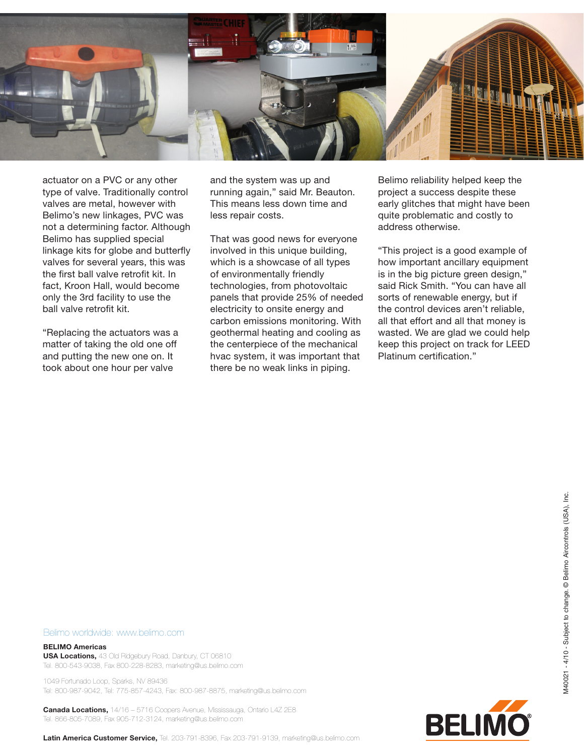actuator on a PVC or any other type of valve. Traditionally control valves are metal, however with Belimo's new linkages, PVC was not a determining factor. Although Belimo has supplied special linkage kits for globe and butterfly valves for several years, this was the first ball valve retrofit kit. In fact, Kroon Hall, would become only the 3rd facility to use the ball valve retrofit kit.

"Replacing the actuators was a matter of taking the old one off and putting the new one on. It took about one hour per valve and the system was up and running again," said Mr. Beauton. This means less down time and less repair costs.

That was good news for everyone involved in this unique building, which is a showcase of all types of environmentally friendly technologies, from photovoltaic panels that provide 25% of needed electricity to onsite energy and carbon emissions monitoring. With geothermal heating and cooling as the centerpiece of the mechanical hvac system, it was important that there be no weak links in piping.

Belimo reliability helped keep the project a success despite these early glitches that might have been quite problematic and costly to address otherwise.

"This project is a good example of how important ancillary equipment is in the big picture green design," said Rick Smith. "You can have all sorts of renewable energy, but if the control devices aren't reliable, all that effort and all that money is wasted. We are glad we could help keep this project on track for LEED Platinum certification."

Belimo worldwide: www.belimo.com

**BELIMO Americas**
**USA Locations,** 43 Old Ridgebury Road, Danbury, CT 06810
Tel. 800-543-9038, Fax 800-228-8283, marketing@us.belimo.com

1049 Fortunado Loop, Sparks, NV 89436
Tel: 800-987-9042, Tel: 775-857-4243, Fax: 800-987-8875, marketing@us.belimo.com

**Canada Locations,** 14/16 – 5716 Coopers Avenue, Mississauga, Ontario L4Z 2E8
Tel. 866-805-7089, Fax 905-712-3124, marketing@us.belimo.com

**Latin America Customer Service,** Tel. 203-791-8396, Fax 203-791-9139, marketing@us.belimo.com

M40021 - 4/10 - Subject to change. © Belimo Aircontrols (USA), Inc.